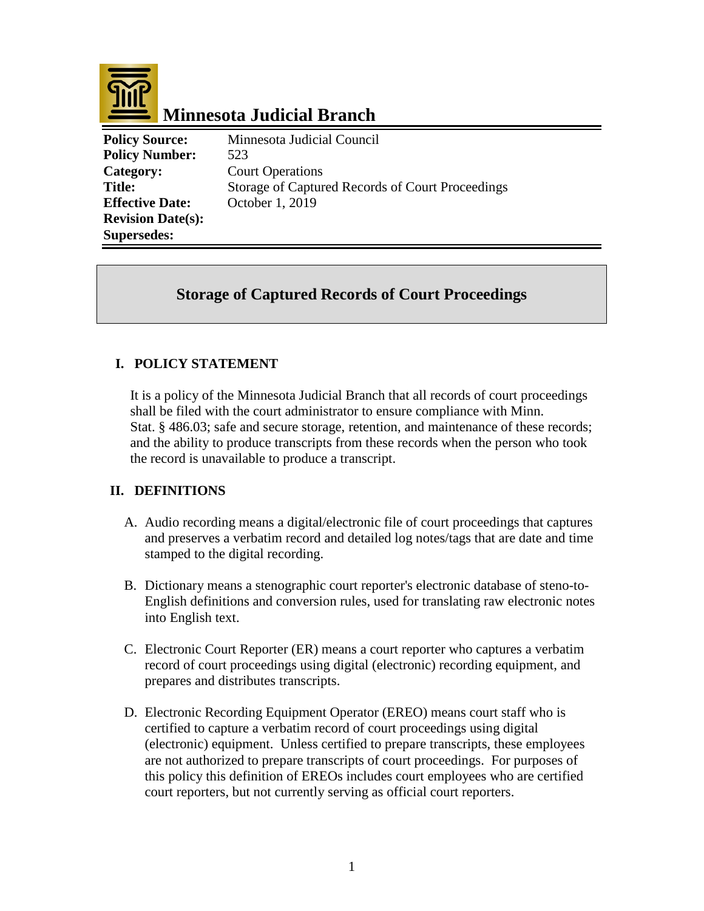# Minnesota Judicial Branch

| | |
|---|---|
| **Policy Source:** | Minnesota Judicial Council |
| **Policy Number:** | 523 |
| **Category:** | Court Operations |
| **Title:** | Storage of Captured Records of Court Proceedings |
| **Effective Date:** | October 1, 2019 |
| **Revision Date(s):** | |
| **Supersedes:** | |

## Storage of Captured Records of Court Proceedings

### I. POLICY STATEMENT

It is a policy of the Minnesota Judicial Branch that all records of court proceedings shall be filed with the court administrator to ensure compliance with Minn. Stat. § 486.03; safe and secure storage, retention, and maintenance of these records; and the ability to produce transcripts from these records when the person who took the record is unavailable to produce a transcript.

### II. DEFINITIONS

A. Audio recording means a digital/electronic file of court proceedings that captures and preserves a verbatim record and detailed log notes/tags that are date and time stamped to the digital recording.

B. Dictionary means a stenographic court reporter's electronic database of steno-to-English definitions and conversion rules, used for translating raw electronic notes into English text.

C. Electronic Court Reporter (ER) means a court reporter who captures a verbatim record of court proceedings using digital (electronic) recording equipment, and prepares and distributes transcripts.

D. Electronic Recording Equipment Operator (EREO) means court staff who is certified to capture a verbatim record of court proceedings using digital (electronic) equipment. Unless certified to prepare transcripts, these employees are not authorized to prepare transcripts of court proceedings. For purposes of this policy this definition of EREOs includes court employees who are certified court reporters, but not currently serving as official court reporters.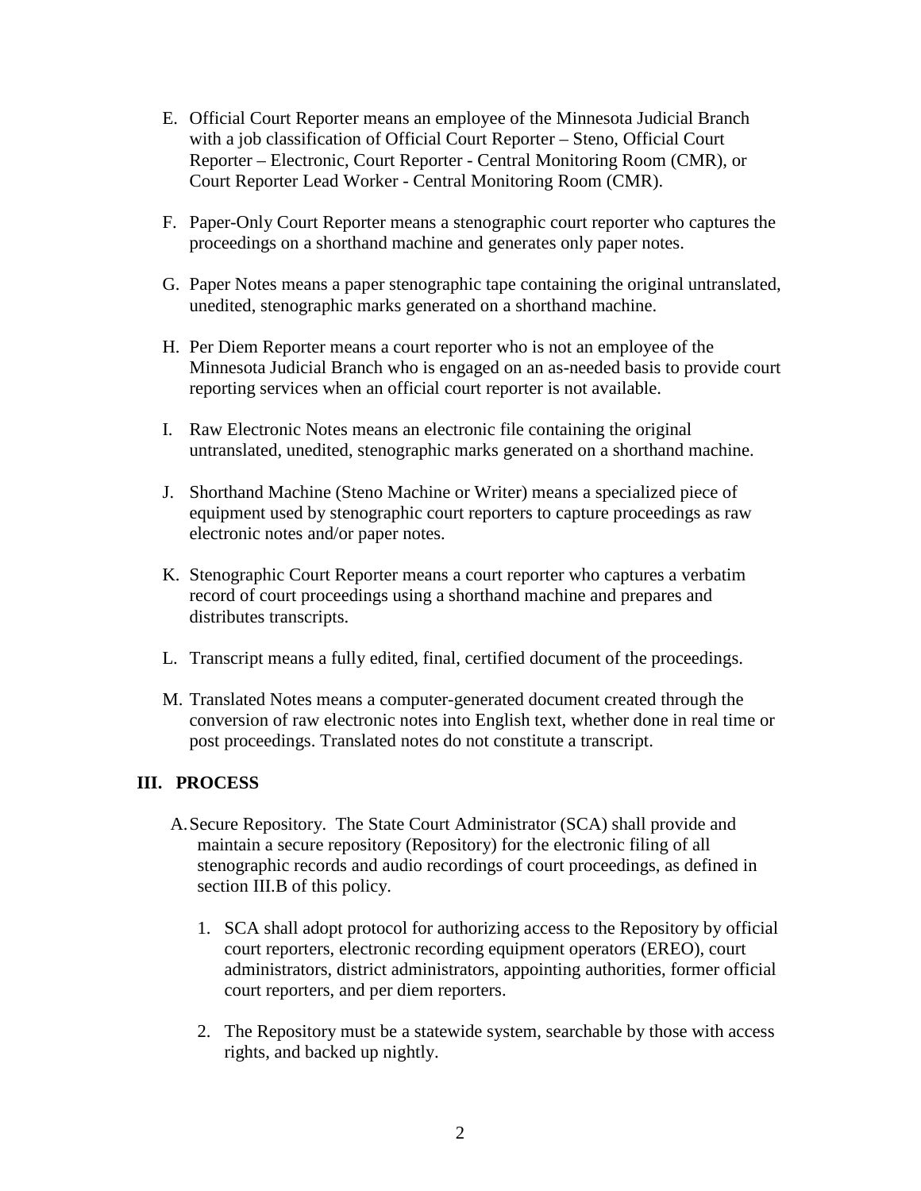E. Official Court Reporter means an employee of the Minnesota Judicial Branch with a job classification of Official Court Reporter – Steno, Official Court Reporter – Electronic, Court Reporter - Central Monitoring Room (CMR), or Court Reporter Lead Worker - Central Monitoring Room (CMR).

F. Paper-Only Court Reporter means a stenographic court reporter who captures the proceedings on a shorthand machine and generates only paper notes.

G. Paper Notes means a paper stenographic tape containing the original untranslated, unedited, stenographic marks generated on a shorthand machine.

H. Per Diem Reporter means a court reporter who is not an employee of the Minnesota Judicial Branch who is engaged on an as-needed basis to provide court reporting services when an official court reporter is not available.

I. Raw Electronic Notes means an electronic file containing the original untranslated, unedited, stenographic marks generated on a shorthand machine.

J. Shorthand Machine (Steno Machine or Writer) means a specialized piece of equipment used by stenographic court reporters to capture proceedings as raw electronic notes and/or paper notes.

K. Stenographic Court Reporter means a court reporter who captures a verbatim record of court proceedings using a shorthand machine and prepares and distributes transcripts.

L. Transcript means a fully edited, final, certified document of the proceedings.

M. Translated Notes means a computer-generated document created through the conversion of raw electronic notes into English text, whether done in real time or post proceedings. Translated notes do not constitute a transcript.

## III. PROCESS

A. Secure Repository. The State Court Administrator (SCA) shall provide and maintain a secure repository (Repository) for the electronic filing of all stenographic records and audio recordings of court proceedings, as defined in section III.B of this policy.

1. SCA shall adopt protocol for authorizing access to the Repository by official court reporters, electronic recording equipment operators (EREO), court administrators, district administrators, appointing authorities, former official court reporters, and per diem reporters.

2. The Repository must be a statewide system, searchable by those with access rights, and backed up nightly.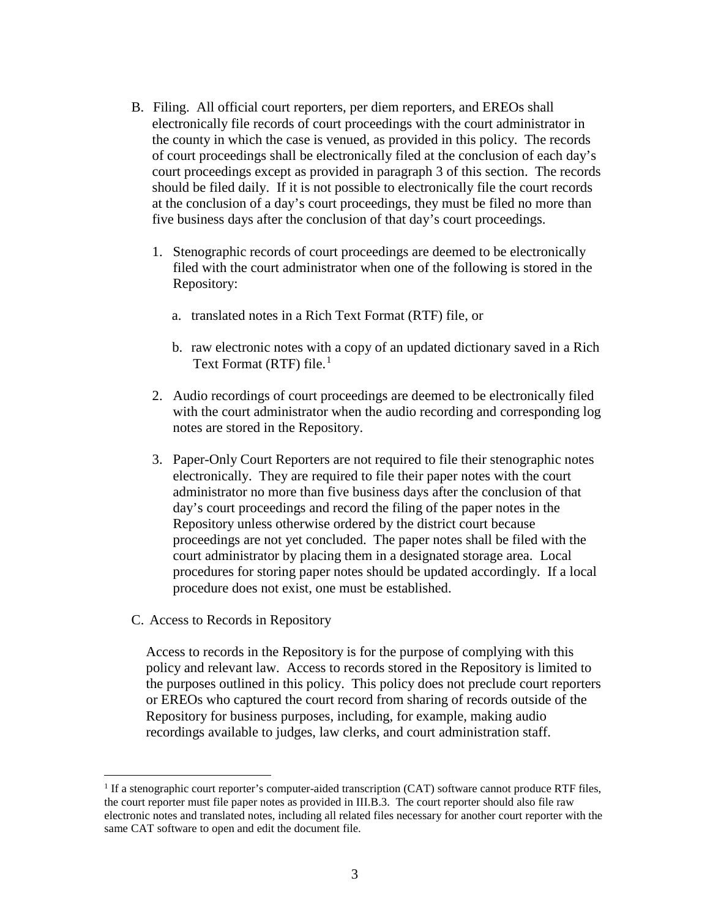B. Filing. All official court reporters, per diem reporters, and EREOs shall electronically file records of court proceedings with the court administrator in the county in which the case is venued, as provided in this policy. The records of court proceedings shall be electronically filed at the conclusion of each day's court proceedings except as provided in paragraph 3 of this section. The records should be filed daily. If it is not possible to electronically file the court records at the conclusion of a day's court proceedings, they must be filed no more than five business days after the conclusion of that day's court proceedings.

   1. Stenographic records of court proceedings are deemed to be electronically filed with the court administrator when one of the following is stored in the Repository:

      a. translated notes in a Rich Text Format (RTF) file, or

      b. raw electronic notes with a copy of an updated dictionary saved in a Rich Text Format (RTF) file.[1]

   2. Audio recordings of court proceedings are deemed to be electronically filed with the court administrator when the audio recording and corresponding log notes are stored in the Repository.

   3. Paper-Only Court Reporters are not required to file their stenographic notes electronically. They are required to file their paper notes with the court administrator no more than five business days after the conclusion of that day's court proceedings and record the filing of the paper notes in the Repository unless otherwise ordered by the district court because proceedings are not yet concluded. The paper notes shall be filed with the court administrator by placing them in a designated storage area. Local procedures for storing paper notes should be updated accordingly. If a local procedure does not exist, one must be established.

C. Access to Records in Repository

Access to records in the Repository is for the purpose of complying with this policy and relevant law. Access to records stored in the Repository is limited to the purposes outlined in this policy. This policy does not preclude court reporters or EREOs who captured the court record from sharing of records outside of the Repository for business purposes, including, for example, making audio recordings available to judges, law clerks, and court administration staff.

---

[1] If a stenographic court reporter's computer-aided transcription (CAT) software cannot produce RTF files, the court reporter must file paper notes as provided in III.B.3. The court reporter should also file raw electronic notes and translated notes, including all related files necessary for another court reporter with the same CAT software to open and edit the document file.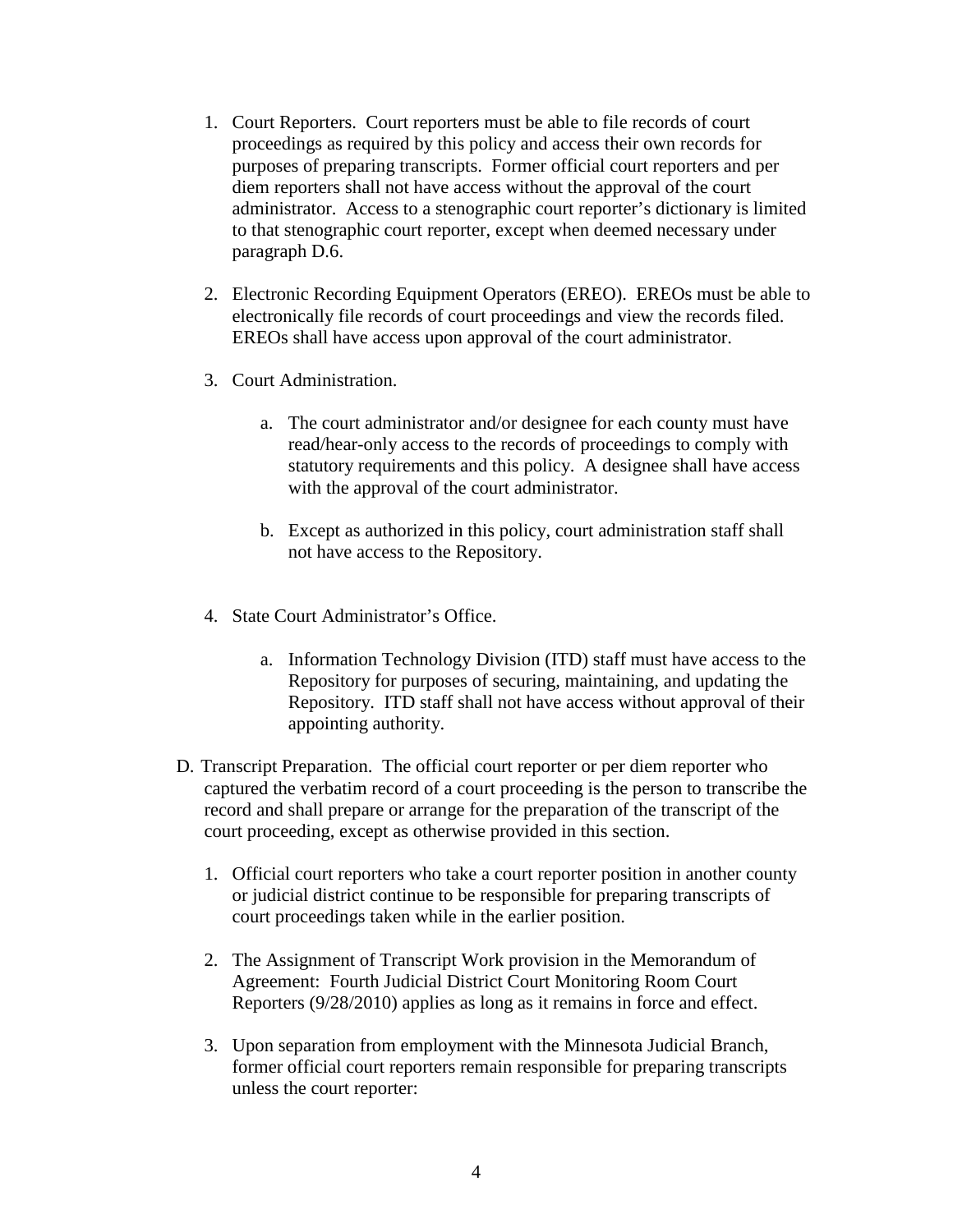1. Court Reporters. Court reporters must be able to file records of court proceedings as required by this policy and access their own records for purposes of preparing transcripts. Former official court reporters and per diem reporters shall not have access without the approval of the court administrator. Access to a stenographic court reporter's dictionary is limited to that stenographic court reporter, except when deemed necessary under paragraph D.6.

2. Electronic Recording Equipment Operators (EREO). EREOs must be able to electronically file records of court proceedings and view the records filed. EREOs shall have access upon approval of the court administrator.

3. Court Administration.

   a. The court administrator and/or designee for each county must have read/hear-only access to the records of proceedings to comply with statutory requirements and this policy. A designee shall have access with the approval of the court administrator.

   b. Except as authorized in this policy, court administration staff shall not have access to the Repository.

4. State Court Administrator's Office.

   a. Information Technology Division (ITD) staff must have access to the Repository for purposes of securing, maintaining, and updating the Repository. ITD staff shall not have access without approval of their appointing authority.

D. Transcript Preparation. The official court reporter or per diem reporter who captured the verbatim record of a court proceeding is the person to transcribe the record and shall prepare or arrange for the preparation of the transcript of the court proceeding, except as otherwise provided in this section.

1. Official court reporters who take a court reporter position in another county or judicial district continue to be responsible for preparing transcripts of court proceedings taken while in the earlier position.

2. The Assignment of Transcript Work provision in the Memorandum of Agreement: Fourth Judicial District Court Monitoring Room Court Reporters (9/28/2010) applies as long as it remains in force and effect.

3. Upon separation from employment with the Minnesota Judicial Branch, former official court reporters remain responsible for preparing transcripts unless the court reporter: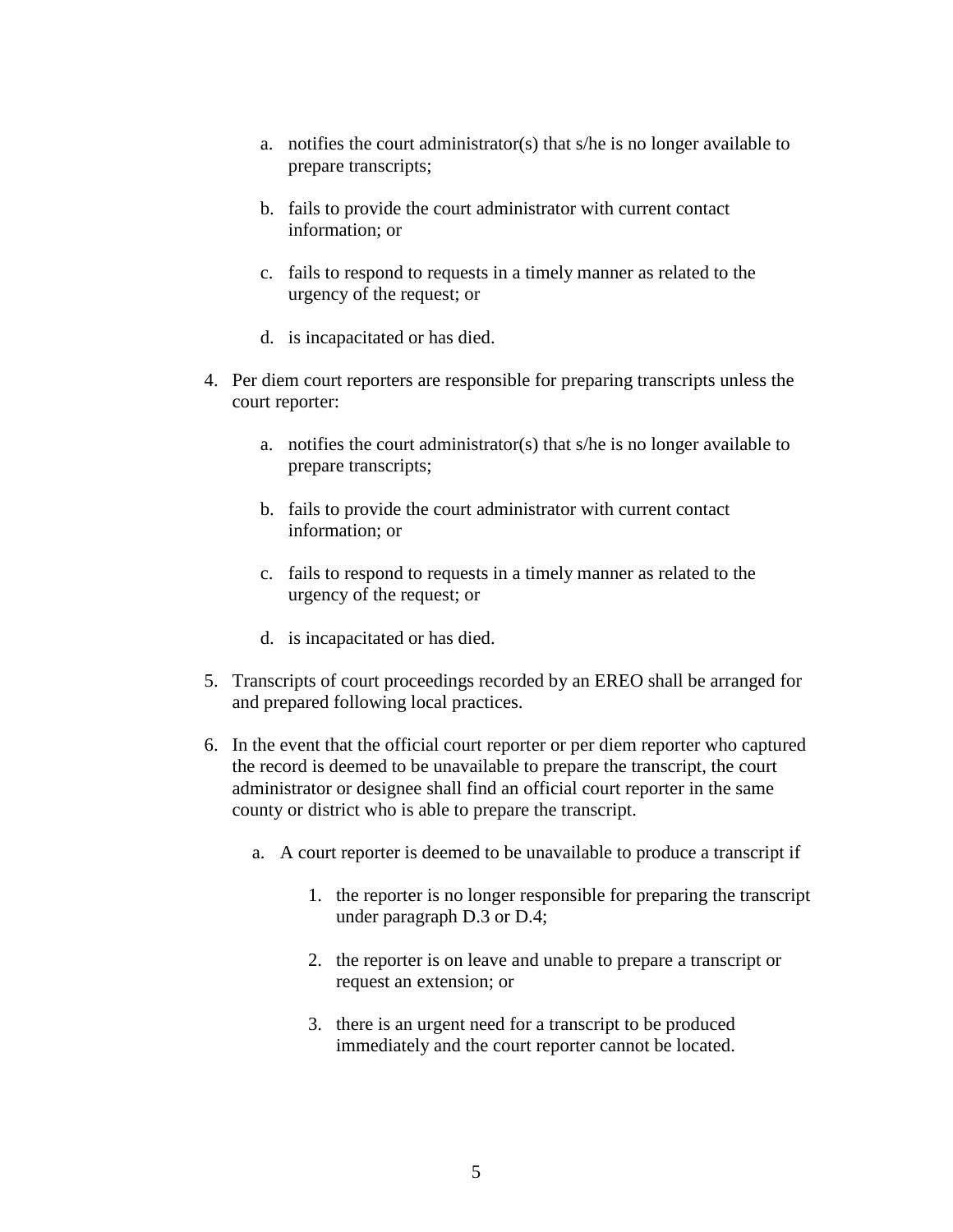a. notifies the court administrator(s) that s/he is no longer available to prepare transcripts;

   b. fails to provide the court administrator with current contact information; or

   c. fails to respond to requests in a timely manner as related to the urgency of the request; or

   d. is incapacitated or has died.

4. Per diem court reporters are responsible for preparing transcripts unless the court reporter:

   a. notifies the court administrator(s) that s/he is no longer available to prepare transcripts;

   b. fails to provide the court administrator with current contact information; or

   c. fails to respond to requests in a timely manner as related to the urgency of the request; or

   d. is incapacitated or has died.

5. Transcripts of court proceedings recorded by an EREO shall be arranged for and prepared following local practices.

6. In the event that the official court reporter or per diem reporter who captured the record is deemed to be unavailable to prepare the transcript, the court administrator or designee shall find an official court reporter in the same county or district who is able to prepare the transcript.

   a. A court reporter is deemed to be unavailable to produce a transcript if

      1. the reporter is no longer responsible for preparing the transcript under paragraph D.3 or D.4;

      2. the reporter is on leave and unable to prepare a transcript or request an extension; or

      3. there is an urgent need for a transcript to be produced immediately and the court reporter cannot be located.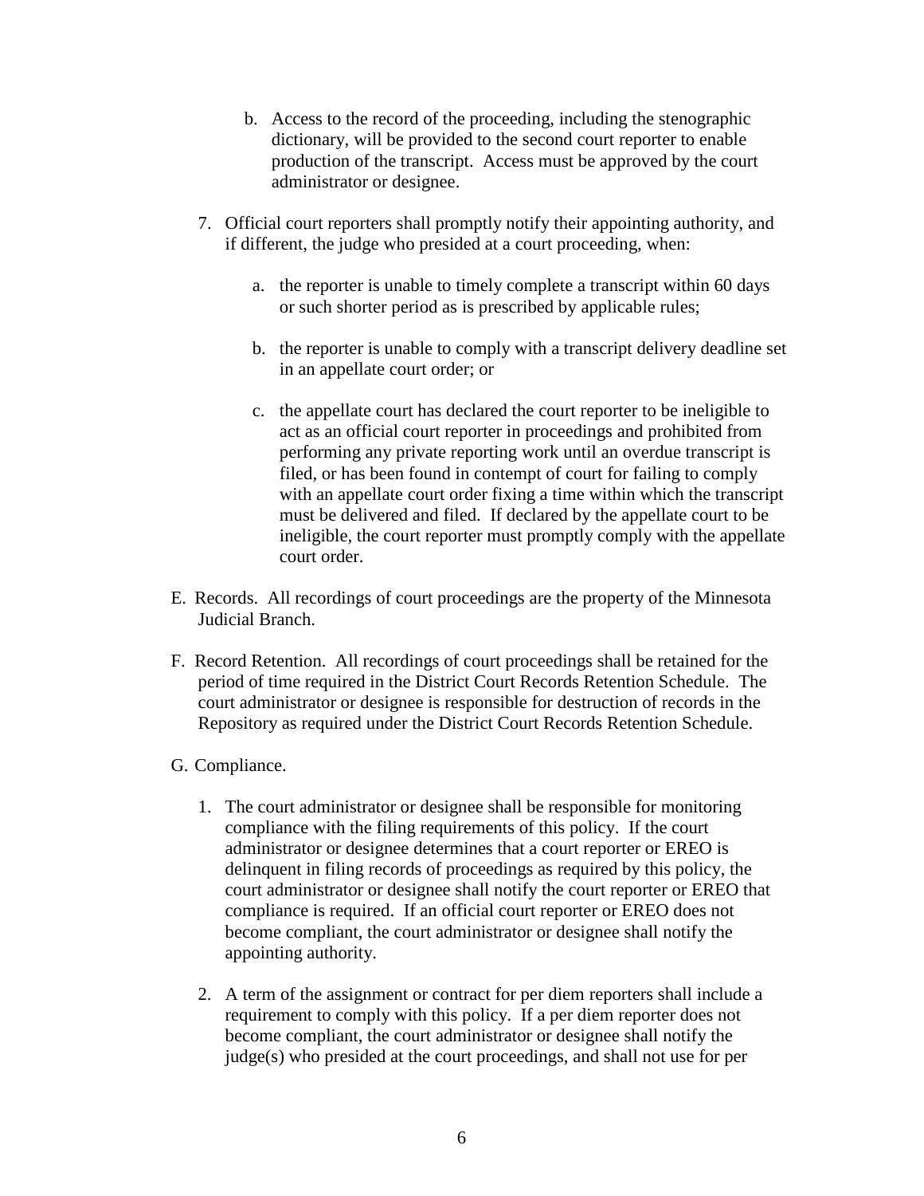b. Access to the record of the proceeding, including the stenographic dictionary, will be provided to the second court reporter to enable production of the transcript. Access must be approved by the court administrator or designee.

7. Official court reporters shall promptly notify their appointing authority, and if different, the judge who presided at a court proceeding, when:

   a. the reporter is unable to timely complete a transcript within 60 days or such shorter period as is prescribed by applicable rules;

   b. the reporter is unable to comply with a transcript delivery deadline set in an appellate court order; or

   c. the appellate court has declared the court reporter to be ineligible to act as an official court reporter in proceedings and prohibited from performing any private reporting work until an overdue transcript is filed, or has been found in contempt of court for failing to comply with an appellate court order fixing a time within which the transcript must be delivered and filed. If declared by the appellate court to be ineligible, the court reporter must promptly comply with the appellate court order.

E. Records. All recordings of court proceedings are the property of the Minnesota Judicial Branch.

F. Record Retention. All recordings of court proceedings shall be retained for the period of time required in the District Court Records Retention Schedule. The court administrator or designee is responsible for destruction of records in the Repository as required under the District Court Records Retention Schedule.

G. Compliance.

1. The court administrator or designee shall be responsible for monitoring compliance with the filing requirements of this policy. If the court administrator or designee determines that a court reporter or EREO is delinquent in filing records of proceedings as required by this policy, the court administrator or designee shall notify the court reporter or EREO that compliance is required. If an official court reporter or EREO does not become compliant, the court administrator or designee shall notify the appointing authority.

2. A term of the assignment or contract for per diem reporters shall include a requirement to comply with this policy. If a per diem reporter does not become compliant, the court administrator or designee shall notify the judge(s) who presided at the court proceedings, and shall not use for per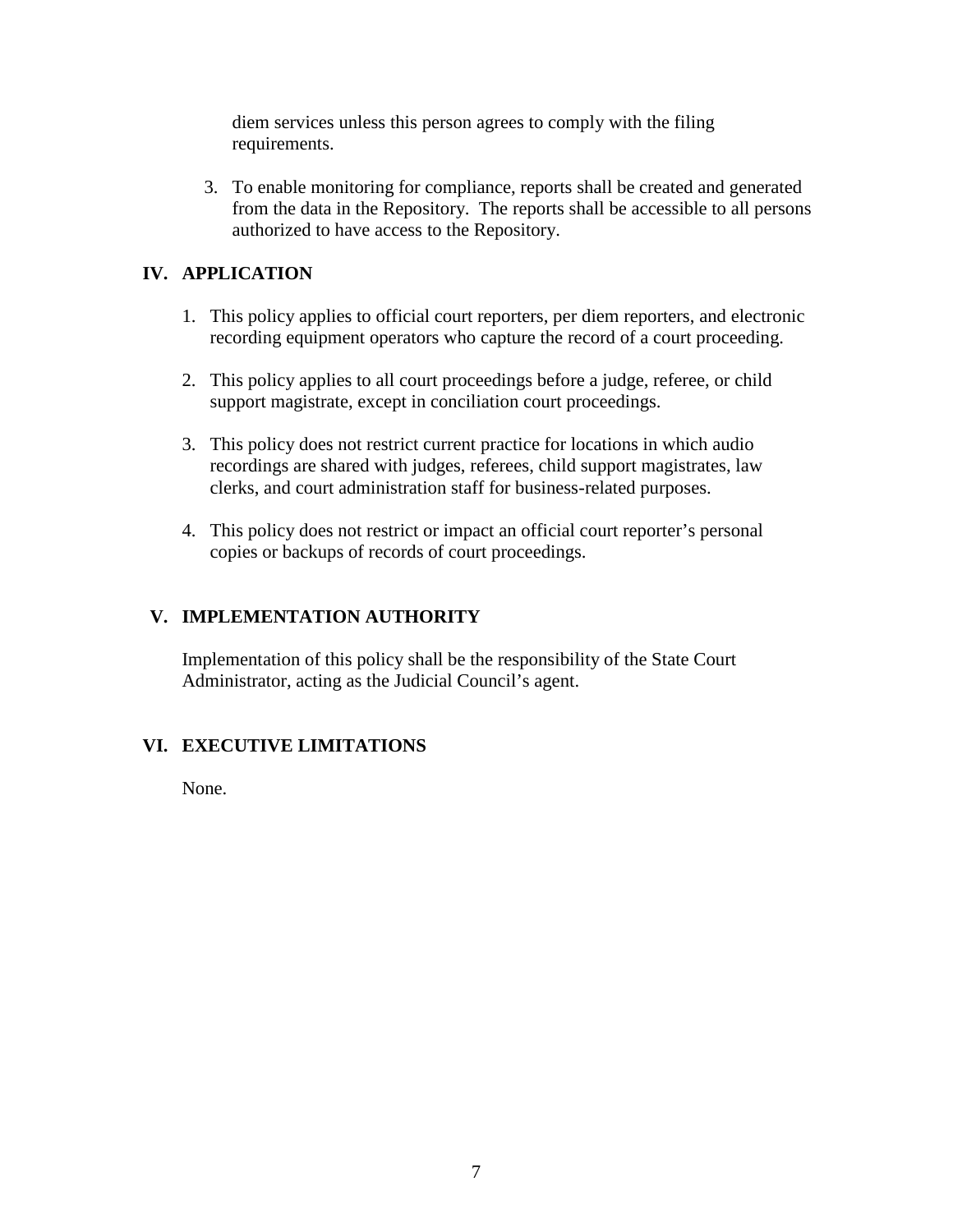diem services unless this person agrees to comply with the filing requirements.

3. To enable monitoring for compliance, reports shall be created and generated from the data in the Repository. The reports shall be accessible to all persons authorized to have access to the Repository.

## IV. APPLICATION

1. This policy applies to official court reporters, per diem reporters, and electronic recording equipment operators who capture the record of a court proceeding.

2. This policy applies to all court proceedings before a judge, referee, or child support magistrate, except in conciliation court proceedings.

3. This policy does not restrict current practice for locations in which audio recordings are shared with judges, referees, child support magistrates, law clerks, and court administration staff for business-related purposes.

4. This policy does not restrict or impact an official court reporter's personal copies or backups of records of court proceedings.

## V. IMPLEMENTATION AUTHORITY

Implementation of this policy shall be the responsibility of the State Court Administrator, acting as the Judicial Council's agent.

## VI. EXECUTIVE LIMITATIONS

None.